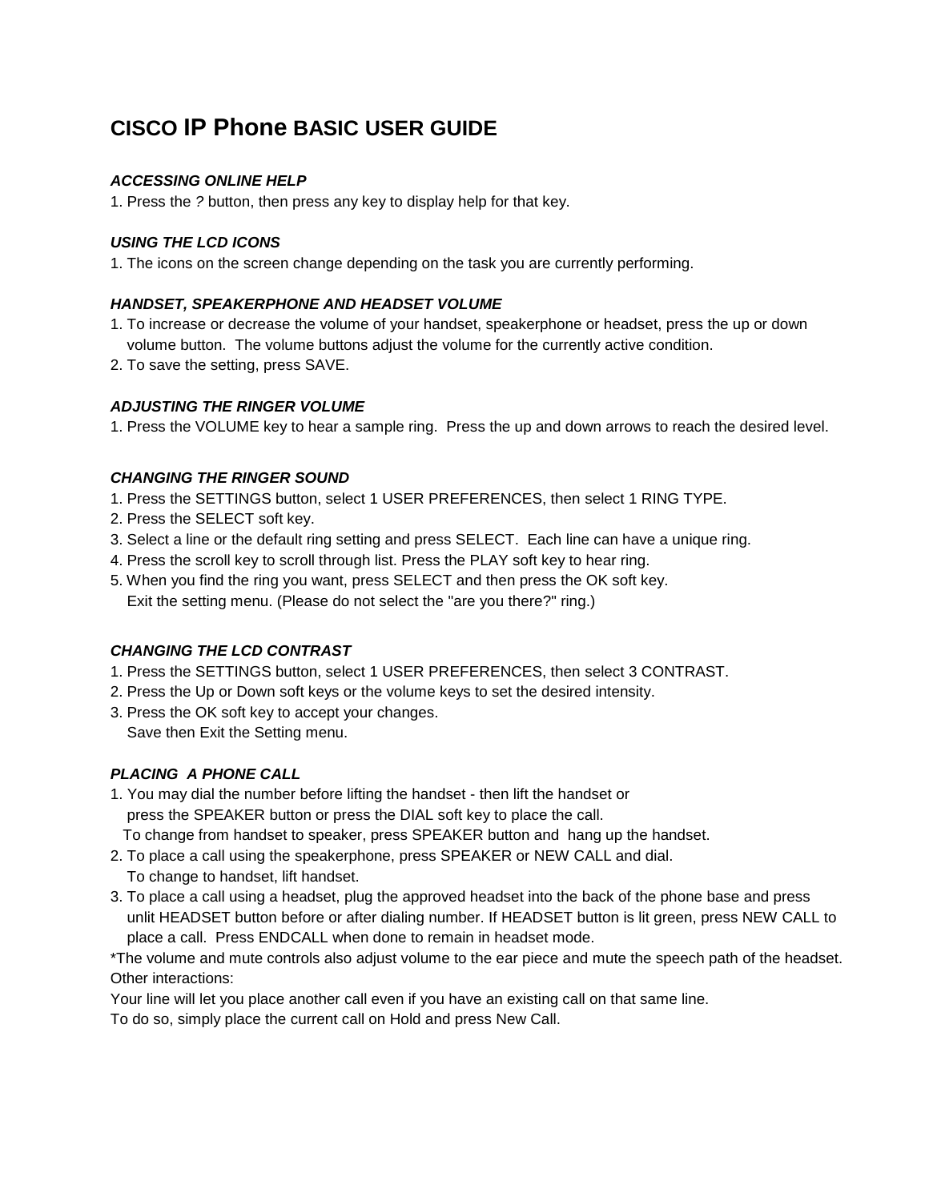# CISCO IP Phone BASIC USER GUIDE

### *ACCESSING ONLINE HELP*

1. Press the *?* button, then press any key to display help for that key.

### *USING THE LCD ICONS*

1. The icons on the screen change depending on the task you are currently performing.

### *HANDSET, SPEAKERPHONE AND HEADSET VOLUME*

1. To increase or decrease the volume of your handset, speakerphone or headset, press the up or down volume button. The volume buttons adjust the volume for the currently active condition.
2. To save the setting, press SAVE.

### *ADJUSTING THE RINGER VOLUME*

1. Press the VOLUME key to hear a sample ring. Press the up and down arrows to reach the desired level.

### *CHANGING THE RINGER SOUND*

1. Press the SETTINGS button, select 1 USER PREFERENCES, then select 1 RING TYPE.
2. Press the SELECT soft key.
3. Select a line or the default ring setting and press SELECT. Each line can have a unique ring.
4. Press the scroll key to scroll through list. Press the PLAY soft key to hear ring.
5. When you find the ring you want, press SELECT and then press the OK soft key.
   Exit the setting menu. (Please do not select the "are you there?" ring.)

### *CHANGING THE LCD CONTRAST*

1. Press the SETTINGS button, select 1 USER PREFERENCES, then select 3 CONTRAST.
2. Press the Up or Down soft keys or the volume keys to set the desired intensity.
3. Press the OK soft key to accept your changes.
   Save then Exit the Setting menu.

### *PLACING A PHONE CALL*

1. You may dial the number before lifting the handset - then lift the handset or
   press the SPEAKER button or press the DIAL soft key to place the call.
   To change from handset to speaker, press SPEAKER button and hang up the handset.
2. To place a call using the speakerphone, press SPEAKER or NEW CALL and dial.
   To change to handset, lift handset.
3. To place a call using a headset, plug the approved headset into the back of the phone base and press unlit HEADSET button before or after dialing number. If HEADSET button is lit green, press NEW CALL to place a call. Press ENDCALL when done to remain in headset mode.

*The volume and mute controls also adjust volume to the ear piece and mute the speech path of the headset.

Other interactions:

Your line will let you place another call even if you have an existing call on that same line.

To do so, simply place the current call on Hold and press New Call.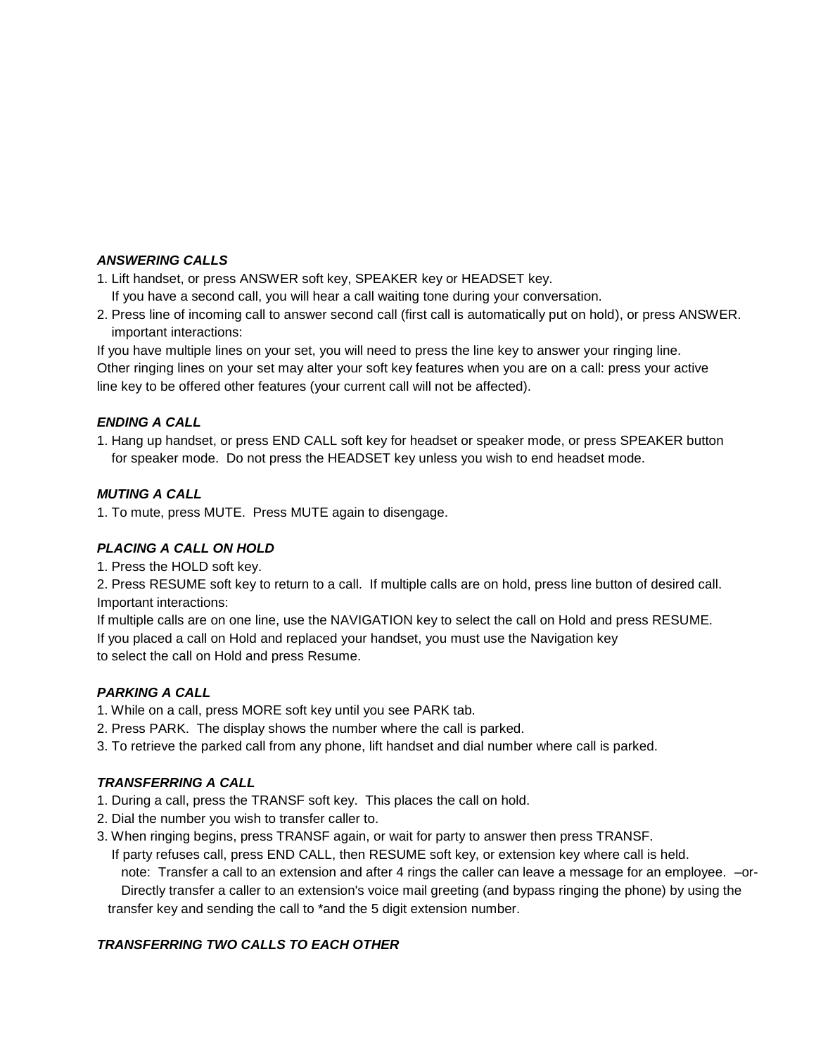### *ANSWERING CALLS*

1. Lift handset, or press ANSWER soft key, SPEAKER key or HEADSET key.
   If you have a second call, you will hear a call waiting tone during your conversation.
2. Press line of incoming call to answer second call (first call is automatically put on hold), or press ANSWER.
   important interactions:

If you have multiple lines on your set, you will need to press the line key to answer your ringing line.
Other ringing lines on your set may alter your soft key features when you are on a call: press your active line key to be offered other features (your current call will not be affected).

### *ENDING A CALL*

1. Hang up handset, or press END CALL soft key for headset or speaker mode, or press SPEAKER button for speaker mode. Do not press the HEADSET key unless you wish to end headset mode.

### *MUTING A CALL*

1. To mute, press MUTE. Press MUTE again to disengage.

### *PLACING A CALL ON HOLD*

1. Press the HOLD soft key.
2. Press RESUME soft key to return to a call. If multiple calls are on hold, press line button of desired call.

Important interactions:
If multiple calls are on one line, use the NAVIGATION key to select the call on Hold and press RESUME.
If you placed a call on Hold and replaced your handset, you must use the Navigation key to select the call on Hold and press Resume.

### *PARKING A CALL*

1. While on a call, press MORE soft key until you see PARK tab.
2. Press PARK. The display shows the number where the call is parked.
3. To retrieve the parked call from any phone, lift handset and dial number where call is parked.

### *TRANSFERRING A CALL*

1. During a call, press the TRANSF soft key. This places the call on hold.
2. Dial the number you wish to transfer caller to.
3. When ringing begins, press TRANSF again, or wait for party to answer then press TRANSF.
   If party refuses call, press END CALL, then RESUME soft key, or extension key where call is held.
   note: Transfer a call to an extension and after 4 rings the caller can leave a message for an employee. –or- Directly transfer a caller to an extension's voice mail greeting (and bypass ringing the phone) by using the transfer key and sending the call to *and the 5 digit extension number.

### *TRANSFERRING TWO CALLS TO EACH OTHER*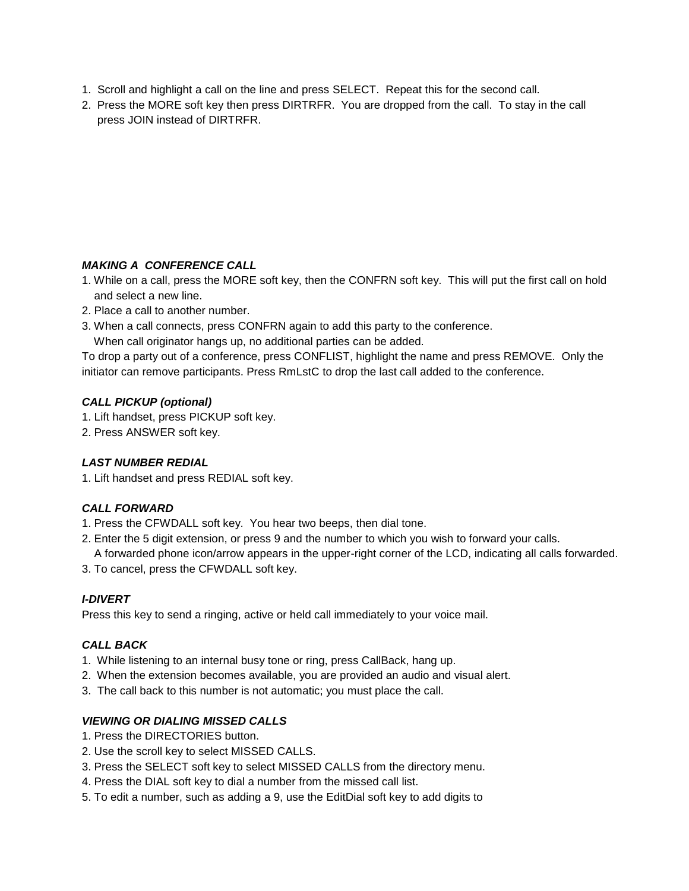1. Scroll and highlight a call on the line and press SELECT. Repeat this for the second call.
2. Press the MORE soft key then press DIRTRFR. You are dropped from the call. To stay in the call press JOIN instead of DIRTRFR.

***MAKING A CONFERENCE CALL***

1. While on a call, press the MORE soft key, then the CONFRN soft key. This will put the first call on hold and select a new line.
2. Place a call to another number.
3. When a call connects, press CONFRN again to add this party to the conference.
   When call originator hangs up, no additional parties can be added.

To drop a party out of a conference, press CONFLIST, highlight the name and press REMOVE. Only the initiator can remove participants. Press RmLstC to drop the last call added to the conference.

***CALL PICKUP (optional)***

1. Lift handset, press PICKUP soft key.
2. Press ANSWER soft key.

***LAST NUMBER REDIAL***

1. Lift handset and press REDIAL soft key.

***CALL FORWARD***

1. Press the CFWDALL soft key. You hear two beeps, then dial tone.
2. Enter the 5 digit extension, or press 9 and the number to which you wish to forward your calls.
   A forwarded phone icon/arrow appears in the upper-right corner of the LCD, indicating all calls forwarded.
3. To cancel, press the CFWDALL soft key.

***I-DIVERT***

Press this key to send a ringing, active or held call immediately to your voice mail.

***CALL BACK***

1. While listening to an internal busy tone or ring, press CallBack, hang up.
2. When the extension becomes available, you are provided an audio and visual alert.
3. The call back to this number is not automatic; you must place the call.

***VIEWING OR DIALING MISSED CALLS***

1. Press the DIRECTORIES button.
2. Use the scroll key to select MISSED CALLS.
3. Press the SELECT soft key to select MISSED CALLS from the directory menu.
4. Press the DIAL soft key to dial a number from the missed call list.
5. To edit a number, such as adding a 9, use the EditDial soft key to add digits to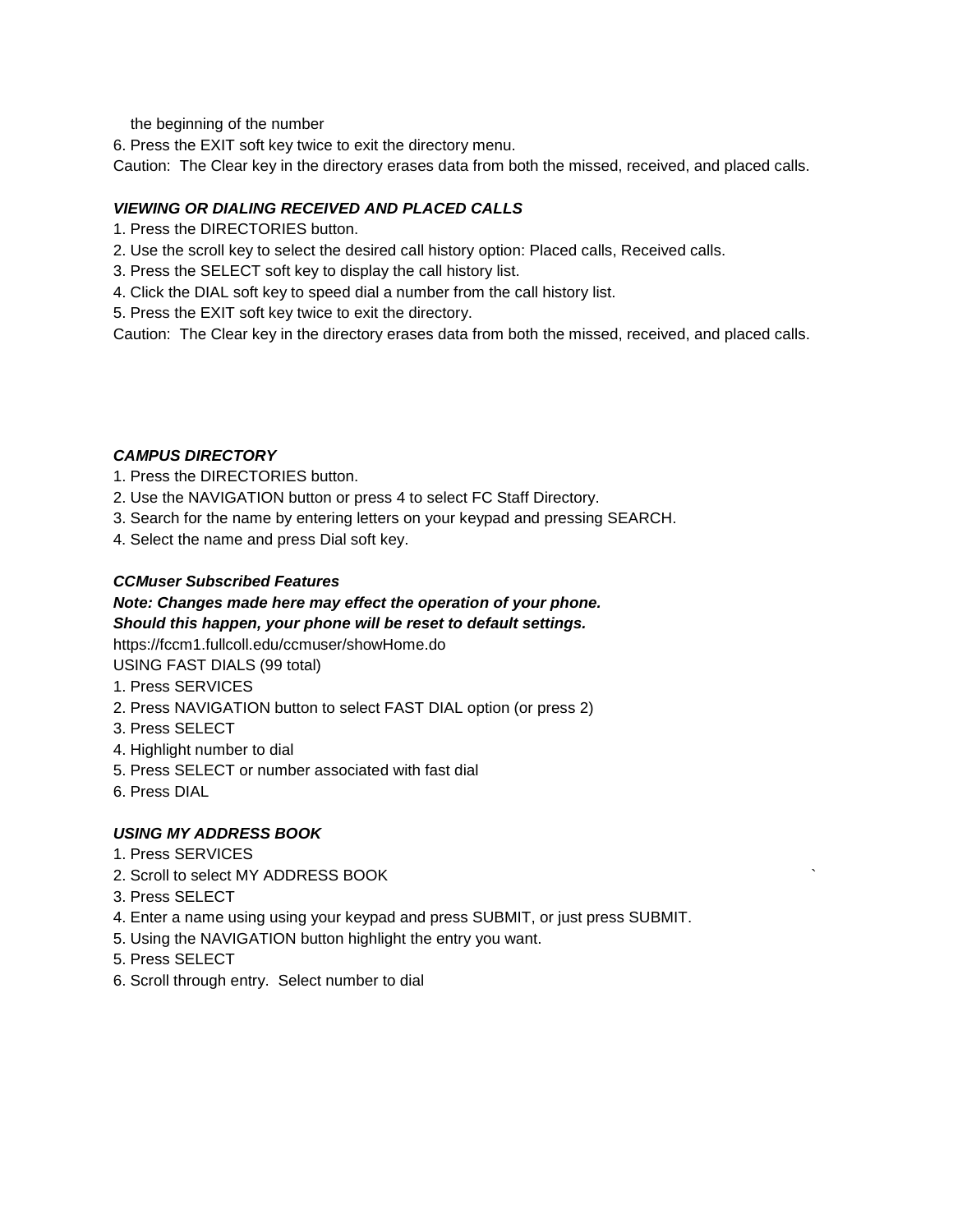the beginning of the number

6. Press the EXIT soft key twice to exit the directory menu.

Caution: The Clear key in the directory erases data from both the missed, received, and placed calls.

***VIEWING OR DIALING RECEIVED AND PLACED CALLS***

1. Press the DIRECTORIES button.
2. Use the scroll key to select the desired call history option: Placed calls, Received calls.
3. Press the SELECT soft key to display the call history list.
4. Click the DIAL soft key to speed dial a number from the call history list.
5. Press the EXIT soft key twice to exit the directory.

Caution: The Clear key in the directory erases data from both the missed, received, and placed calls.

***CAMPUS DIRECTORY***

1. Press the DIRECTORIES button.
2. Use the NAVIGATION button or press 4 to select FC Staff Directory.
3. Search for the name by entering letters on your keypad and pressing SEARCH.
4. Select the name and press Dial soft key.

***CCMuser Subscribed Features***

***Note: Changes made here may effect the operation of your phone.***
***Should this happen, your phone will be reset to default settings.***

https://fccm1.fullcoll.edu/ccmuser/showHome.do

USING FAST DIALS (99 total)

1. Press SERVICES
2. Press NAVIGATION button to select FAST DIAL option (or press 2)
3. Press SELECT
4. Highlight number to dial
5. Press SELECT or number associated with fast dial
6. Press DIAL

***USING MY ADDRESS BOOK***

1. Press SERVICES
2. Scroll to select MY ADDRESS BOOK `
3. Press SELECT
4. Enter a name using using your keypad and press SUBMIT, or just press SUBMIT.
5. Using the NAVIGATION button highlight the entry you want.
5. Press SELECT
6. Scroll through entry. Select number to dial